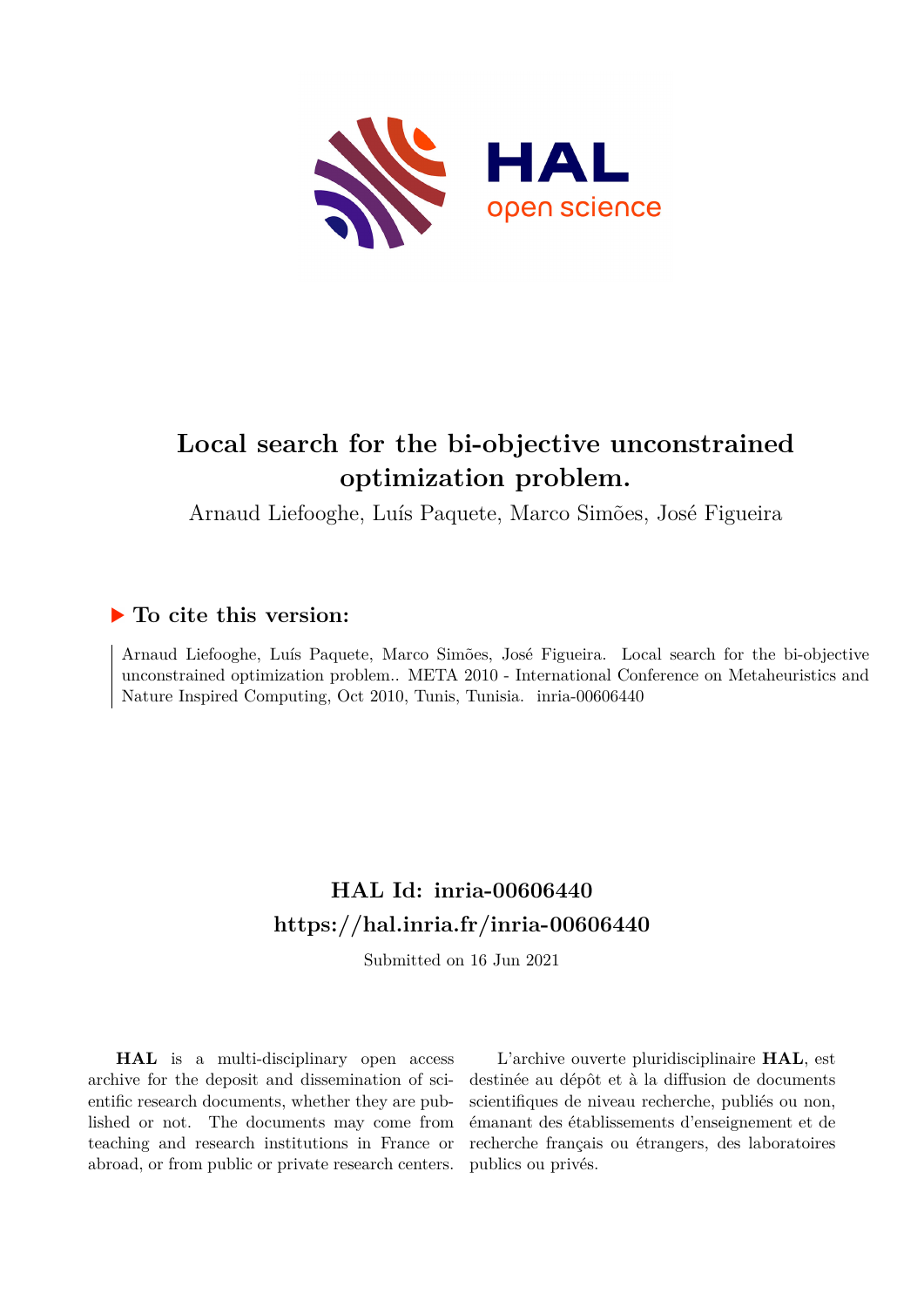# Local search for the bi-objective unconstrained optimization problem.

Arnaud Liefooghe, Luís Paquete, Marco Simões, José Figueira

## ▶ To cite this version:

Arnaud Liefooghe, Luís Paquete, Marco Simões, José Figueira. Local search for the bi-objective unconstrained optimization problem.. META 2010 - International Conference on Metaheuristics and Nature Inspired Computing, Oct 2010, Tunis, Tunisia. inria-00606440

## HAL Id: inria-00606440

## https://hal.inria.fr/inria-00606440

Submitted on 16 Jun 2021

**HAL** is a multi-disciplinary open access archive for the deposit and dissemination of scientific research documents, whether they are published or not. The documents may come from teaching and research institutions in France or abroad, or from public or private research centers.

L'archive ouverte pluridisciplinaire **HAL**, est destinée au dépôt et à la diffusion de documents scientifiques de niveau recherche, publiés ou non, émanant des établissements d'enseignement et de recherche français ou étrangers, des laboratoires publics ou privés.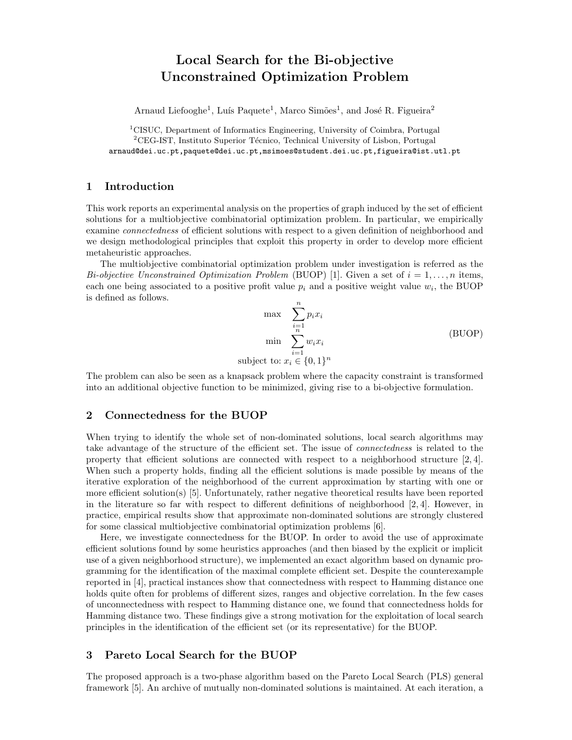# Local Search for the Bi-objective Unconstrained Optimization Problem

Arnaud Liefooghe[1], Luís Paquete[1], Marco Simões[1], and José R. Figueira[2]

[1]CISUC, Department of Informatics Engineering, University of Coimbra, Portugal
[2]CEG-IST, Instituto Superior Técnico, Technical University of Lisbon, Portugal
arnaud@dei.uc.pt,paquete@dei.uc.pt,msimoes@student.dei.uc.pt,figueira@ist.utl.pt

## 1 Introduction

This work reports an experimental analysis on the properties of graph induced by the set of efficient solutions for a multiobjective combinatorial optimization problem. In particular, we empirically examine *connectedness* of efficient solutions with respect to a given definition of neighborhood and we design methodological principles that exploit this property in order to develop more efficient metaheuristic approaches.

The multiobjective combinatorial optimization problem under investigation is referred as the *Bi-objective Unconstrained Optimization Problem* (BUOP) [1]. Given a set of $i = 1, \ldots, n$ items, each one being associated to a positive profit value $p_i$ and a positive weight value $w_i$, the BUOP is defined as follows.

$$
\begin{aligned}
\max \quad & \sum_{i=1}^{n} p_i x_i \\
\min \quad & \sum_{i=1}^{n} w_i x_i \\
\text{subject to: } & x_i \in \{0,1\}^n
\end{aligned}
\tag{BUOP}
$$

The problem can also be seen as a knapsack problem where the capacity constraint is transformed into an additional objective function to be minimized, giving rise to a bi-objective formulation.

## 2 Connectedness for the BUOP

When trying to identify the whole set of non-dominated solutions, local search algorithms may take advantage of the structure of the efficient set. The issue of *connectedness* is related to the property that efficient solutions are connected with respect to a neighborhood structure [2, 4]. When such a property holds, finding all the efficient solutions is made possible by means of the iterative exploration of the neighborhood of the current approximation by starting with one or more efficient solution(s) [5]. Unfortunately, rather negative theoretical results have been reported in the literature so far with respect to different definitions of neighborhood [2, 4]. However, in practice, empirical results show that approximate non-dominated solutions are strongly clustered for some classical multiobjective combinatorial optimization problems [6].

Here, we investigate connectedness for the BUOP. In order to avoid the use of approximate efficient solutions found by some heuristics approaches (and then biased by the explicit or implicit use of a given neighborhood structure), we implemented an exact algorithm based on dynamic programming for the identification of the maximal complete efficient set. Despite the counterexample reported in [4], practical instances show that connectedness with respect to Hamming distance one holds quite often for problems of different sizes, ranges and objective correlation. In the few cases of unconnectedness with respect to Hamming distance one, we found that connectedness holds for Hamming distance two. These findings give a strong motivation for the exploitation of local search principles in the identification of the efficient set (or its representative) for the BUOP.

## 3 Pareto Local Search for the BUOP

The proposed approach is a two-phase algorithm based on the Pareto Local Search (PLS) general framework [5]. An archive of mutually non-dominated solutions is maintained. At each iteration, a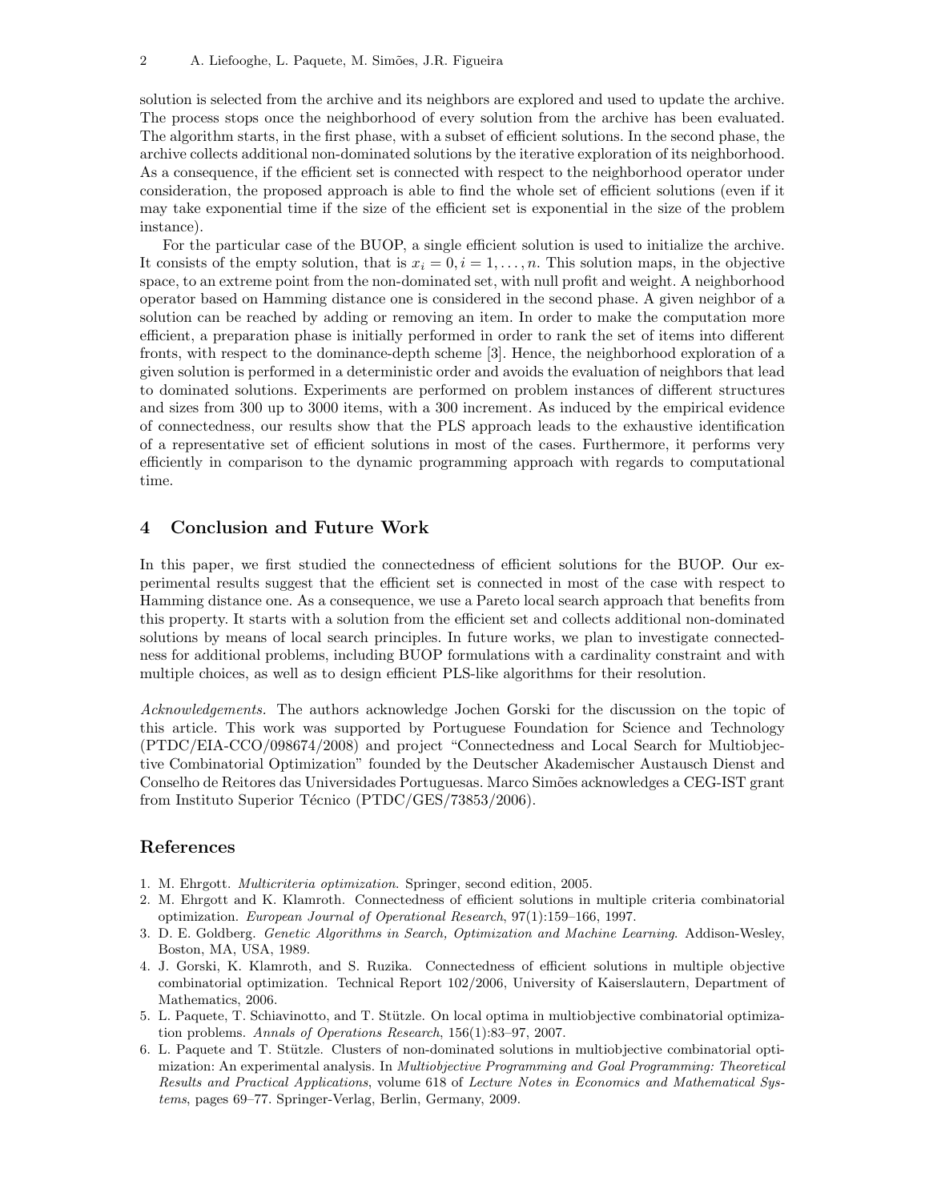solution is selected from the archive and its neighbors are explored and used to update the archive. The process stops once the neighborhood of every solution from the archive has been evaluated. The algorithm starts, in the first phase, with a subset of efficient solutions. In the second phase, the archive collects additional non-dominated solutions by the iterative exploration of its neighborhood. As a consequence, if the efficient set is connected with respect to the neighborhood operator under consideration, the proposed approach is able to find the whole set of efficient solutions (even if it may take exponential time if the size of the efficient set is exponential in the size of the problem instance).

For the particular case of the BUOP, a single efficient solution is used to initialize the archive. It consists of the empty solution, that is $x_i = 0, i = 1, \ldots, n$. This solution maps, in the objective space, to an extreme point from the non-dominated set, with null profit and weight. A neighborhood operator based on Hamming distance one is considered in the second phase. A given neighbor of a solution can be reached by adding or removing an item. In order to make the computation more efficient, a preparation phase is initially performed in order to rank the set of items into different fronts, with respect to the dominance-depth scheme [3]. Hence, the neighborhood exploration of a given solution is performed in a deterministic order and avoids the evaluation of neighbors that lead to dominated solutions. Experiments are performed on problem instances of different structures and sizes from 300 up to 3000 items, with a 300 increment. As induced by the empirical evidence of connectedness, our results show that the PLS approach leads to the exhaustive identification of a representative set of efficient solutions in most of the cases. Furthermore, it performs very efficiently in comparison to the dynamic programming approach with regards to computational time.

## 4 Conclusion and Future Work

In this paper, we first studied the connectedness of efficient solutions for the BUOP. Our experimental results suggest that the efficient set is connected in most of the case with respect to Hamming distance one. As a consequence, we use a Pareto local search approach that benefits from this property. It starts with a solution from the efficient set and collects additional non-dominated solutions by means of local search principles. In future works, we plan to investigate connectedness for additional problems, including BUOP formulations with a cardinality constraint and with multiple choices, as well as to design efficient PLS-like algorithms for their resolution.

*Acknowledgements.* The authors acknowledge Jochen Gorski for the discussion on the topic of this article. This work was supported by Portuguese Foundation for Science and Technology (PTDC/EIA-CCO/098674/2008) and project "Connectedness and Local Search for Multiobjective Combinatorial Optimization" founded by the Deutscher Akademischer Austausch Dienst and Conselho de Reitores das Universidades Portuguesas. Marco Simões acknowledges a CEG-IST grant from Instituto Superior Técnico (PTDC/GES/73853/2006).

## References

1. M. Ehrgott. *Multicriteria optimization*. Springer, second edition, 2005.
2. M. Ehrgott and K. Klamroth. Connectedness of efficient solutions in multiple criteria combinatorial optimization. *European Journal of Operational Research*, 97(1):159–166, 1997.
3. D. E. Goldberg. *Genetic Algorithms in Search, Optimization and Machine Learning*. Addison-Wesley, Boston, MA, USA, 1989.
4. J. Gorski, K. Klamroth, and S. Ruzika. Connectedness of efficient solutions in multiple objective combinatorial optimization. Technical Report 102/2006, University of Kaiserslautern, Department of Mathematics, 2006.
5. L. Paquete, T. Schiavinotto, and T. Stützle. On local optima in multiobjective combinatorial optimization problems. *Annals of Operations Research*, 156(1):83–97, 2007.
6. L. Paquete and T. Stützle. Clusters of non-dominated solutions in multiobjective combinatorial optimization: An experimental analysis. In *Multiobjective Programming and Goal Programming: Theoretical Results and Practical Applications*, volume 618 of *Lecture Notes in Economics and Mathematical Systems*, pages 69–77. Springer-Verlag, Berlin, Germany, 2009.